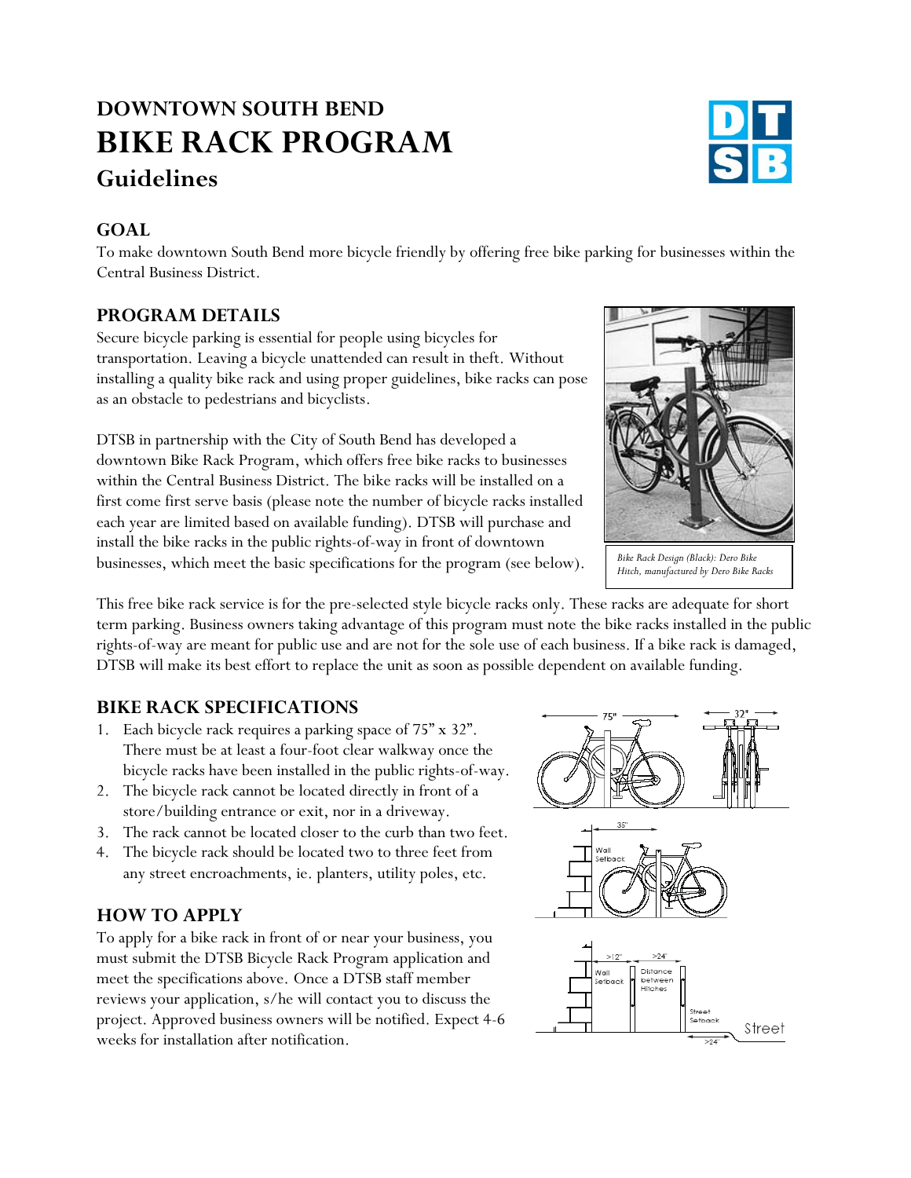# DOWNTOWN SOUTH BEND
# BIKE RACK PROGRAM
## Guidelines

### GOAL

To make downtown South Bend more bicycle friendly by offering free bike parking for businesses within the Central Business District.

### PROGRAM DETAILS

Secure bicycle parking is essential for people using bicycles for transportation. Leaving a bicycle unattended can result in theft. Without installing a quality bike rack and using proper guidelines, bike racks can pose as an obstacle to pedestrians and bicyclists.

DTSB in partnership with the City of South Bend has developed a downtown Bike Rack Program, which offers free bike racks to businesses within the Central Business District. The bike racks will be installed on a first come first serve basis (please note the number of bicycle racks installed each year are limited based on available funding). DTSB will purchase and install the bike racks in the public rights-of-way in front of downtown businesses, which meet the basic specifications for the program (see below).

*Bike Rack Design (Black): Dero Bike Hitch, manufactured by Dero Bike Racks*

This free bike rack service is for the pre-selected style bicycle racks only. These racks are adequate for short term parking. Business owners taking advantage of this program must note the bike racks installed in the public rights-of-way are meant for public use and are not for the sole use of each business. If a bike rack is damaged, DTSB will make its best effort to replace the unit as soon as possible dependent on available funding.

### BIKE RACK SPECIFICATIONS

1. Each bicycle rack requires a parking space of 75" x 32". There must be at least a four-foot clear walkway once the bicycle racks have been installed in the public rights-of-way.
2. The bicycle rack cannot be located directly in front of a store/building entrance or exit, nor in a driveway.
3. The rack cannot be located closer to the curb than two feet.
4. The bicycle rack should be located two to three feet from any street encroachments, ie. planters, utility poles, etc.

### HOW TO APPLY

To apply for a bike rack in front of or near your business, you must submit the DTSB Bicycle Rack Program application and meet the specifications above. Once a DTSB staff member reviews your application, s/he will contact you to discuss the project. Approved business owners will be notified. Expect 4-6 weeks for installation after notification.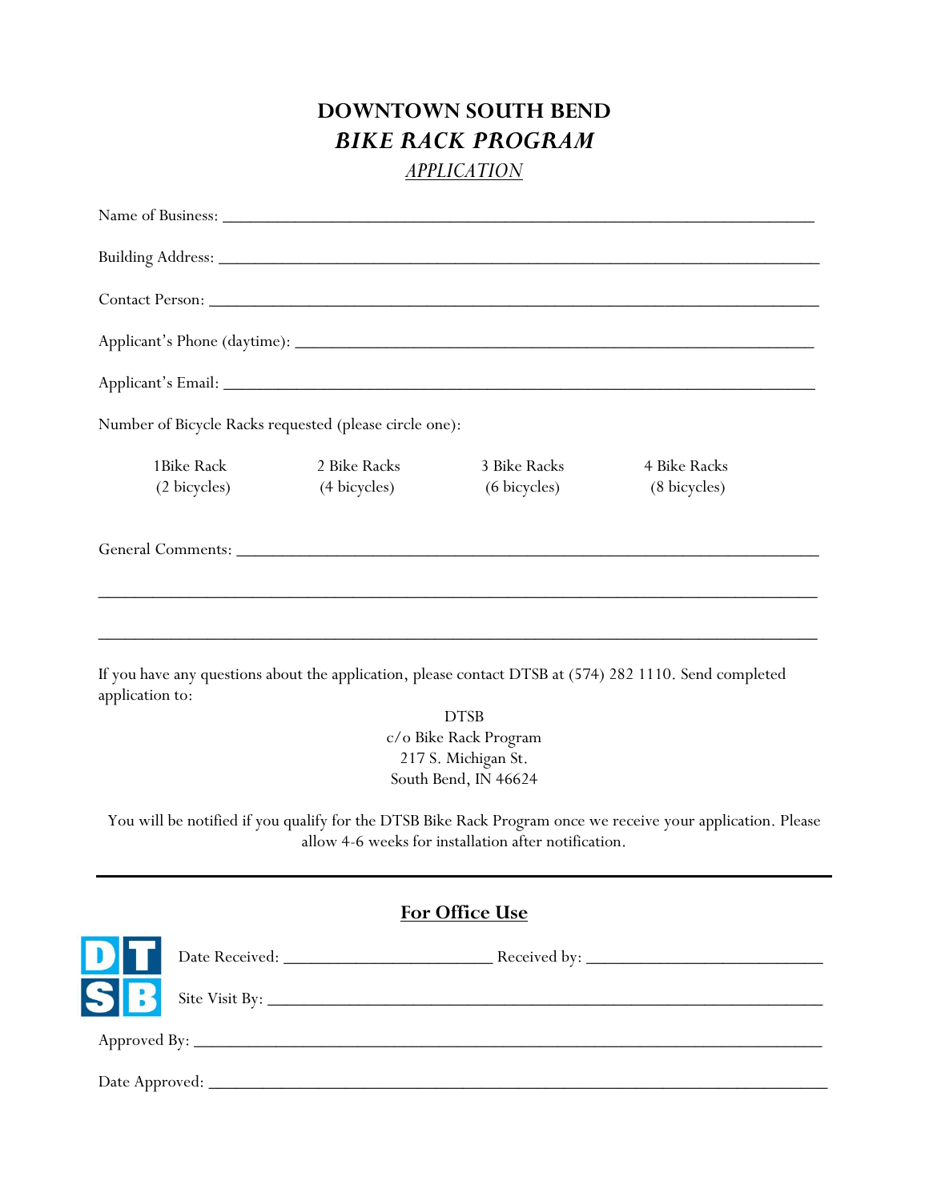# DOWNTOWN SOUTH BEND

## *BIKE RACK PROGRAM*

*APPLICATION*

Name of Business: ___________________________________________________________

Building Address: ___________________________________________________________

Contact Person: ____________________________________________________________

Applicant's Phone (daytime): _________________________________________________

Applicant's Email: ___________________________________________________________

Number of Bicycle Racks requested (please circle one):

| | | | |
|---|---|---|---|
| 1Bike Rack (2 bicycles) | 2 Bike Racks (4 bicycles) | 3 Bike Racks (6 bicycles) | 4 Bike Racks (8 bicycles) |

General Comments: __________________________________________________________

_______________________________________________________________________________

_______________________________________________________________________________

If you have any questions about the application, please contact DTSB at (574) 282 1110. Send completed application to:

DTSB
c/o Bike Rack Program
217 S. Michigan St.
South Bend, IN 46624

You will be notified if you qualify for the DTSB Bike Rack Program once we receive your application. Please allow 4-6 weeks for installation after notification.

---

## **For Office Use**

DTSB

Date Received: ____________________ Received by: ______________________

Site Visit By: ______________________________________________________

Approved By: _______________________________________________________________

Date Approved: _____________________________________________________________